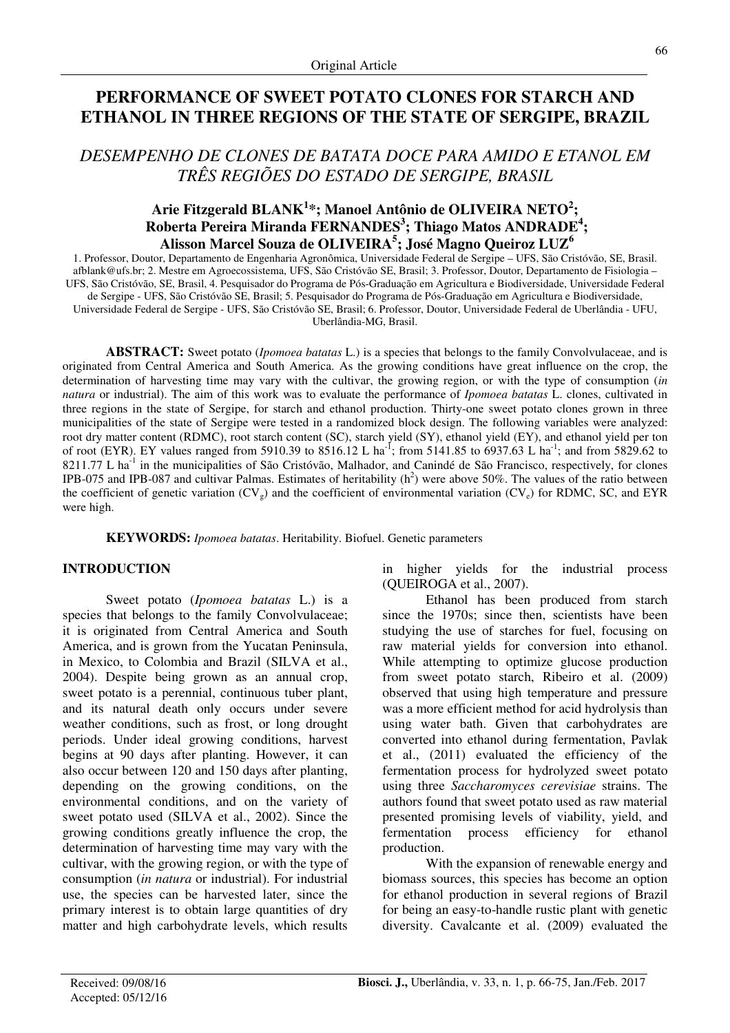Original Article

# PERFORMANCE OF SWEET POTATO CLONES FOR STARCH AND ETHANOL IN THREE REGIONS OF THE STATE OF SERGIPE, BRAZIL

## *DESEMPENHO DE CLONES DE BATATA DOCE PARA AMIDO E ETANOL EM TRÊS REGIÕES DO ESTADO DE SERGIPE, BRASIL*

**Arie Fitzgerald BLANK[1]\*; Manoel Antônio de OLIVEIRA NETO[2]; Roberta Pereira Miranda FERNANDES[3]; Thiago Matos ANDRADE[4]; Alisson Marcel Souza de OLIVEIRA[5]; José Magno Queiroz LUZ[6]**

1. Professor, Doutor, Departamento de Engenharia Agronômica, Universidade Federal de Sergipe – UFS, São Cristóvão, SE, Brasil. afblank@ufs.br; 2. Mestre em Agroecossistema, UFS, São Cristóvão SE, Brasil; 3. Professor, Doutor, Departamento de Fisiologia – UFS, São Cristóvão, SE, Brasil, 4. Pesquisador do Programa de Pós-Graduação em Agricultura e Biodiversidade, Universidade Federal de Sergipe - UFS, São Cristóvão SE, Brasil; 5. Pesquisador do Programa de Pós-Graduação em Agricultura e Biodiversidade, Universidade Federal de Sergipe - UFS, São Cristóvão SE, Brasil; 6. Professor, Doutor, Universidade Federal de Uberlândia - UFU, Uberlândia-MG, Brasil.

**ABSTRACT:** Sweet potato (*Ipomoea batatas* L.) is a species that belongs to the family Convolvulaceae, and is originated from Central America and South America. As the growing conditions have great influence on the crop, the determination of harvesting time may vary with the cultivar, the growing region, or with the type of consumption (*in natura* or industrial). The aim of this work was to evaluate the performance of *Ipomoea batatas* L. clones, cultivated in three regions in the state of Sergipe, for starch and ethanol production. Thirty-one sweet potato clones grown in three municipalities of the state of Sergipe were tested in a randomized block design. The following variables were analyzed: root dry matter content (RDMC), root starch content (SC), starch yield (SY), ethanol yield (EY), and ethanol yield per ton of root (EYR). EY values ranged from 5910.39 to 8516.12 L ha$^{-1}$; from 5141.85 to 6937.63 L ha$^{-1}$; and from 5829.62 to 8211.77 L ha$^{-1}$ in the municipalities of São Cristóvão, Malhador, and Canindé de São Francisco, respectively, for clones IPB-075 and IPB-087 and cultivar Palmas. Estimates of heritability ($h^2$) were above 50%. The values of the ratio between the coefficient of genetic variation ($CV_g$) and the coefficient of environmental variation ($CV_e$) for RDMC, SC, and EYR were high.

**KEYWORDS:** *Ipomoea batatas*. Heritability. Biofuel. Genetic parameters

## INTRODUCTION

Sweet potato (*Ipomoea batatas* L.) is a species that belongs to the family Convolvulaceae; it is originated from Central America and South America, and is grown from the Yucatan Peninsula, in Mexico, to Colombia and Brazil (SILVA et al., 2004). Despite being grown as an annual crop, sweet potato is a perennial, continuous tuber plant, and its natural death only occurs under severe weather conditions, such as frost, or long drought periods. Under ideal growing conditions, harvest begins at 90 days after planting. However, it can also occur between 120 and 150 days after planting, depending on the growing conditions, on the environmental conditions, and on the variety of sweet potato used (SILVA et al., 2002). Since the growing conditions greatly influence the crop, the determination of harvesting time may vary with the cultivar, with the growing region, or with the type of consumption (*in natura* or industrial). For industrial use, the species can be harvested later, since the primary interest is to obtain large quantities of dry matter and high carbohydrate levels, which results in higher yields for the industrial process (QUEIROGA et al., 2007).

Ethanol has been produced from starch since the 1970s; since then, scientists have been studying the use of starches for fuel, focusing on raw material yields for conversion into ethanol. While attempting to optimize glucose production from sweet potato starch, Ribeiro et al. (2009) observed that using high temperature and pressure was a more efficient method for acid hydrolysis than using water bath. Given that carbohydrates are converted into ethanol during fermentation, Pavlak et al., (2011) evaluated the efficiency of the fermentation process for hydrolyzed sweet potato using three *Saccharomyces cerevisiae* strains. The authors found that sweet potato used as raw material presented promising levels of viability, yield, and fermentation process efficiency for ethanol production.

With the expansion of renewable energy and biomass sources, this species has become an option for ethanol production in several regions of Brazil for being an easy-to-handle rustic plant with genetic diversity. Cavalcante et al. (2009) evaluated the

Received: 09/08/16
Accepted: 05/12/16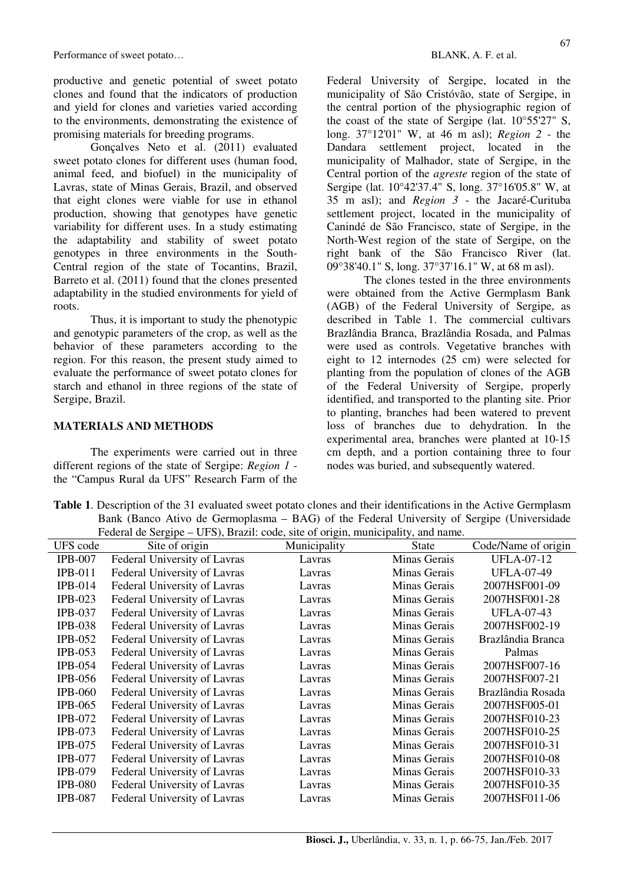productive and genetic potential of sweet potato clones and found that the indicators of production and yield for clones and varieties varied according to the environments, demonstrating the existence of promising materials for breeding programs.

Gonçalves Neto et al. (2011) evaluated sweet potato clones for different uses (human food, animal feed, and biofuel) in the municipality of Lavras, state of Minas Gerais, Brazil, and observed that eight clones were viable for use in ethanol production, showing that genotypes have genetic variability for different uses. In a study estimating the adaptability and stability of sweet potato genotypes in three environments in the South-Central region of the state of Tocantins, Brazil, Barreto et al. (2011) found that the clones presented adaptability in the studied environments for yield of roots.

Thus, it is important to study the phenotypic and genotypic parameters of the crop, as well as the behavior of these parameters according to the region. For this reason, the present study aimed to evaluate the performance of sweet potato clones for starch and ethanol in three regions of the state of Sergipe, Brazil.

## MATERIALS AND METHODS

The experiments were carried out in three different regions of the state of Sergipe: *Region 1* - the "Campus Rural da UFS" Research Farm of the Federal University of Sergipe, located in the municipality of São Cristóvão, state of Sergipe, in the central portion of the physiographic region of the coast of the state of Sergipe (lat. 10°55'27" S, long. 37°12'01" W, at 46 m asl); *Region 2* - the Dandara settlement project, located in the municipality of Malhador, state of Sergipe, in the Central portion of the *agreste* region of the state of Sergipe (lat. 10°42'37.4" S, long. 37°16'05.8" W, at 35 m asl); and *Region 3* - the Jacaré-Curituba settlement project, located in the municipality of Canindé de São Francisco, state of Sergipe, in the North-West region of the state of Sergipe, on the right bank of the São Francisco River (lat. 09°38'40.1" S, long. 37°37'16.1" W, at 68 m asl).

The clones tested in the three environments were obtained from the Active Germplasm Bank (AGB) of the Federal University of Sergipe, as described in Table 1. The commercial cultivars Brazlândia Branca, Brazlândia Rosada, and Palmas were used as controls. Vegetative branches with eight to 12 internodes (25 cm) were selected for planting from the population of clones of the AGB of the Federal University of Sergipe, properly identified, and transported to the planting site. Prior to planting, branches had been watered to prevent loss of branches due to dehydration. In the experimental area, branches were planted at 10-15 cm depth, and a portion containing three to four nodes was buried, and subsequently watered.

**Table 1**. Description of the 31 evaluated sweet potato clones and their identifications in the Active Germplasm Bank (Banco Ativo de Germoplasma – BAG) of the Federal University of Sergipe (Universidade Federal de Sergipe – UFS), Brazil: code, site of origin, municipality, and name.

| UFS code | Site of origin | Municipality | State | Code/Name of origin |
|---|---|---|---|---|
| IPB-007 | Federal University of Lavras | Lavras | Minas Gerais | UFLA-07-12 |
| IPB-011 | Federal University of Lavras | Lavras | Minas Gerais | UFLA-07-49 |
| IPB-014 | Federal University of Lavras | Lavras | Minas Gerais | 2007HSF001-09 |
| IPB-023 | Federal University of Lavras | Lavras | Minas Gerais | 2007HSF001-28 |
| IPB-037 | Federal University of Lavras | Lavras | Minas Gerais | UFLA-07-43 |
| IPB-038 | Federal University of Lavras | Lavras | Minas Gerais | 2007HSF002-19 |
| IPB-052 | Federal University of Lavras | Lavras | Minas Gerais | Brazlândia Branca |
| IPB-053 | Federal University of Lavras | Lavras | Minas Gerais | Palmas |
| IPB-054 | Federal University of Lavras | Lavras | Minas Gerais | 2007HSF007-16 |
| IPB-056 | Federal University of Lavras | Lavras | Minas Gerais | 2007HSF007-21 |
| IPB-060 | Federal University of Lavras | Lavras | Minas Gerais | Brazlândia Rosada |
| IPB-065 | Federal University of Lavras | Lavras | Minas Gerais | 2007HSF005-01 |
| IPB-072 | Federal University of Lavras | Lavras | Minas Gerais | 2007HSF010-23 |
| IPB-073 | Federal University of Lavras | Lavras | Minas Gerais | 2007HSF010-25 |
| IPB-075 | Federal University of Lavras | Lavras | Minas Gerais | 2007HSF010-31 |
| IPB-077 | Federal University of Lavras | Lavras | Minas Gerais | 2007HSF010-08 |
| IPB-079 | Federal University of Lavras | Lavras | Minas Gerais | 2007HSF010-33 |
| IPB-080 | Federal University of Lavras | Lavras | Minas Gerais | 2007HSF010-35 |
| IPB-087 | Federal University of Lavras | Lavras | Minas Gerais | 2007HSF011-06 |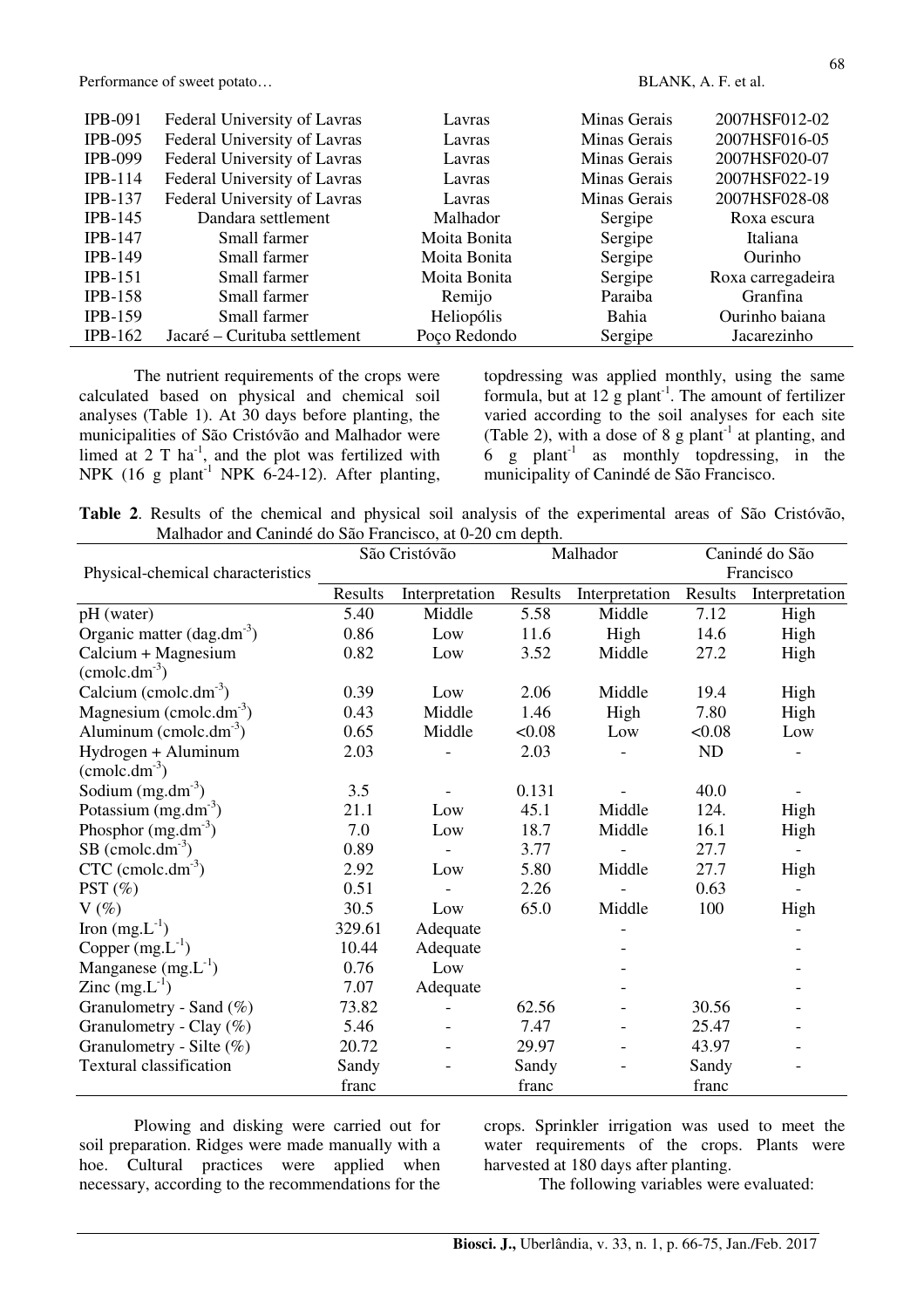| | | | | |
|---|---|---|---|---|
| IPB-091 | Federal University of Lavras | Lavras | Minas Gerais | 2007HSF012-02 |
| IPB-095 | Federal University of Lavras | Lavras | Minas Gerais | 2007HSF016-05 |
| IPB-099 | Federal University of Lavras | Lavras | Minas Gerais | 2007HSF020-07 |
| IPB-114 | Federal University of Lavras | Lavras | Minas Gerais | 2007HSF022-19 |
| IPB-137 | Federal University of Lavras | Lavras | Minas Gerais | 2007HSF028-08 |
| IPB-145 | Dandara settlement | Malhador | Sergipe | Roxa escura |
| IPB-147 | Small farmer | Moita Bonita | Sergipe | Italiana |
| IPB-149 | Small farmer | Moita Bonita | Sergipe | Ourinho |
| IPB-151 | Small farmer | Moita Bonita | Sergipe | Roxa carregadeira |
| IPB-158 | Small farmer | Remijo | Paraiba | Granfina |
| IPB-159 | Small farmer | Heliopólis | Bahia | Ourinho baiana |
| IPB-162 | Jacaré – Curituba settlement | Poço Redondo | Sergipe | Jacarezinho |

The nutrient requirements of the crops were calculated based on physical and chemical soil analyses (Table 1). At 30 days before planting, the municipalities of São Cristóvão and Malhador were limed at 2 T ha$^{-1}$, and the plot was fertilized with NPK (16 g plant$^{-1}$ NPK 6-24-12). After planting, topdressing was applied monthly, using the same formula, but at 12 g plant$^{-1}$. The amount of fertilizer varied according to the soil analyses for each site (Table 2), with a dose of 8 g plant$^{-1}$ at planting, and 6 g plant$^{-1}$ as monthly topdressing, in the municipality of Canindé de São Francisco.

**Table 2**. Results of the chemical and physical soil analysis of the experimental areas of São Cristóvão, Malhador and Canindé do São Francisco, at 0-20 cm depth.

| Physical-chemical characteristics | São Cristóvão | | Malhador | | Canindé do São Francisco | |
|---|---|---|---|---|---|---|
| | Results | Interpretation | Results | Interpretation | Results | Interpretation |
| pH (water) | 5.40 | Middle | 5.58 | Middle | 7.12 | High |
| Organic matter (dag.dm$^{-3}$) | 0.86 | Low | 11.6 | High | 14.6 | High |
| Calcium + Magnesium (cmolc.dm$^{-3}$) | 0.82 | Low | 3.52 | Middle | 27.2 | High |
| Calcium (cmolc.dm$^{-3}$) | 0.39 | Low | 2.06 | Middle | 19.4 | High |
| Magnesium (cmolc.dm$^{-3}$) | 0.43 | Middle | 1.46 | High | 7.80 | High |
| Aluminum (cmolc.dm$^{-3}$) | 0.65 | Middle | <0.08 | Low | <0.08 | Low |
| Hydrogen + Aluminum (cmolc.dm$^{-3}$) | 2.03 | - | 2.03 | - | ND | - |
| Sodium (mg.dm$^{-3}$) | 3.5 | - | 0.131 | - | 40.0 | - |
| Potassium (mg.dm$^{-3}$) | 21.1 | Low | 45.1 | Middle | 124. | High |
| Phosphor (mg.dm$^{-3}$) | 7.0 | Low | 18.7 | Middle | 16.1 | High |
| SB (cmolc.dm$^{-3}$) | 0.89 | - | 3.77 | - | 27.7 | - |
| CTC (cmolc.dm$^{-3}$) | 2.92 | Low | 5.80 | Middle | 27.7 | High |
| PST (%) | 0.51 | - | 2.26 | - | 0.63 | - |
| V (%) | 30.5 | Low | 65.0 | Middle | 100 | High |
| Iron (mg.L$^{-1}$) | 329.61 | Adequate | | - | | - |
| Copper (mg.L$^{-1}$) | 10.44 | Adequate | | - | | - |
| Manganese (mg.L$^{-1}$) | 0.76 | Low | | - | | - |
| Zinc (mg.L$^{-1}$) | 7.07 | Adequate | | - | | - |
| Granulometry - Sand (%) | 73.82 | - | 62.56 | - | 30.56 | - |
| Granulometry - Clay (%) | 5.46 | - | 7.47 | - | 25.47 | - |
| Granulometry - Silte (%) | 20.72 | - | 29.97 | - | 43.97 | - |
| Textural classification | Sandy franc | - | Sandy franc | - | Sandy franc | - |

Plowing and disking were carried out for soil preparation. Ridges were made manually with a hoe. Cultural practices were applied when necessary, according to the recommendations for the crops. Sprinkler irrigation was used to meet the water requirements of the crops. Plants were harvested at 180 days after planting.

The following variables were evaluated: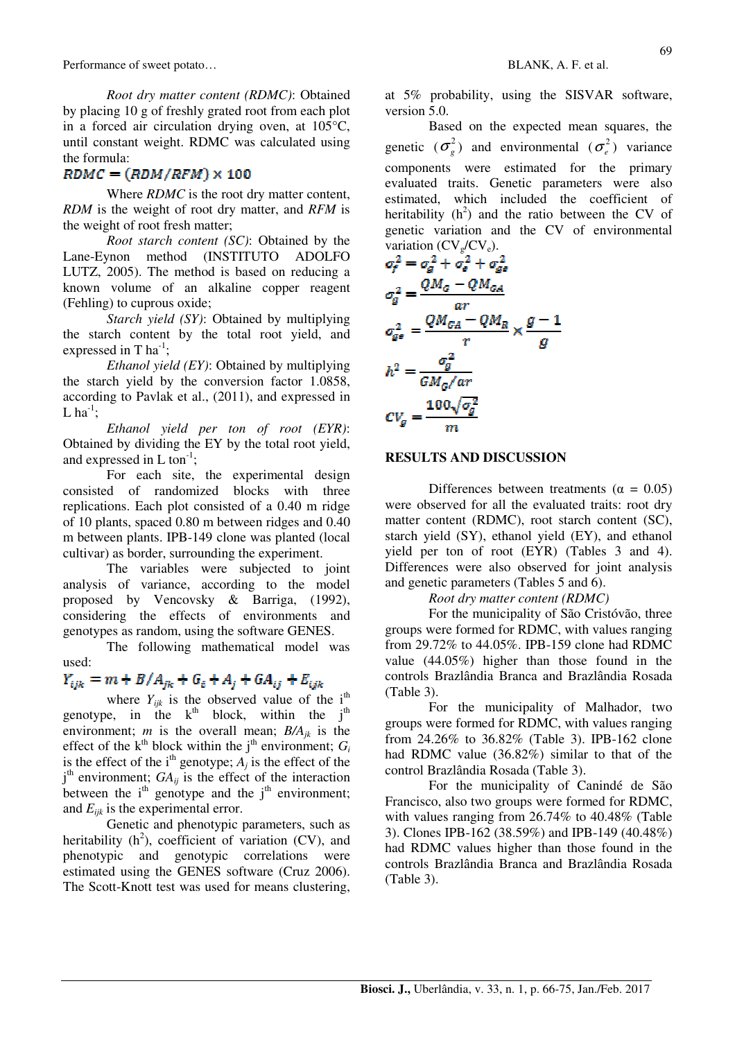*Root dry matter content (RDMC)*: Obtained by placing 10 g of freshly grated root from each plot in a forced air circulation drying oven, at 105°C, until constant weight. RDMC was calculated using the formula:

$$RDMC = (RDM/RFM) \times 100$$

Where *RDMC* is the root dry matter content, *RDM* is the weight of root dry matter, and *RFM* is the weight of root fresh matter;

*Root starch content (SC)*: Obtained by the Lane-Eynon method (INSTITUTO ADOLFO LUTZ, 2005). The method is based on reducing a known volume of an alkaline copper reagent (Fehling) to cuprous oxide;

*Starch yield (SY)*: Obtained by multiplying the starch content by the total root yield, and expressed in T ha$^{-1}$;

*Ethanol yield (EY)*: Obtained by multiplying the starch yield by the conversion factor 1.0858, according to Pavlak et al., (2011), and expressed in L ha$^{-1}$;

*Ethanol yield per ton of root (EYR)*: Obtained by dividing the EY by the total root yield, and expressed in L ton$^{-1}$;

For each site, the experimental design consisted of randomized blocks with three replications. Each plot consisted of a 0.40 m ridge of 10 plants, spaced 0.80 m between ridges and 0.40 m between plants. IPB-149 clone was planted (local cultivar) as border, surrounding the experiment.

The variables were subjected to joint analysis of variance, according to the model proposed by Vencovsky & Barriga, (1992), considering the effects of environments and genotypes as random, using the software GENES.

The following mathematical model was used:

$$Y_{ijk} = m + B/A_{jk} + G_i + A_j + GA_{ij} + E_{ijk}$$

where $Y_{ijk}$ is the observed value of the i$^{th}$ genotype, in the k$^{th}$ block, within the j$^{th}$ environment; $m$ is the overall mean; $B/A_{jk}$ is the effect of the k$^{th}$ block within the j$^{th}$ environment; $G_i$ is the effect of the i$^{th}$ genotype; $A_j$ is the effect of the j$^{th}$ environment; $GA_{ij}$ is the effect of the interaction between the i$^{th}$ genotype and the j$^{th}$ environment; and $E_{ijk}$ is the experimental error.

Genetic and phenotypic parameters, such as heritability ($h^2$), coefficient of variation (CV), and phenotypic and genotypic correlations were estimated using the GENES software (Cruz 2006). The Scott-Knott test was used for means clustering, at 5% probability, using the SISVAR software, version 5.0.

Based on the expected mean squares, the genetic ($\sigma_g^2$) and environmental ($\sigma_e^2$) variance components were estimated for the primary evaluated traits. Genetic parameters were also estimated, which included the coefficient of heritability ($h^2$) and the ratio between the CV of genetic variation and the CV of environmental variation ($CV_g/CV_e$).

$$\sigma_f^2 = \sigma_g^2 + \sigma_e^2 + \sigma_{ge}^2$$

$$\sigma_g^2 = \frac{QM_G - QM_{GA}}{ar}$$

$$\sigma_{ge}^2 = \frac{QM_{GA} - QM_R}{r} \times \frac{g-1}{g}$$

$$h^2 = \frac{\sigma_g^2}{GM_G/ar}$$

$$CV_g = \frac{100\sqrt{\sigma_g^2}}{m}$$

## RESULTS AND DISCUSSION

Differences between treatments ($\alpha = 0.05$) were observed for all the evaluated traits: root dry matter content (RDMC), root starch content (SC), starch yield (SY), ethanol yield (EY), and ethanol yield per ton of root (EYR) (Tables 3 and 4). Differences were also observed for joint analysis and genetic parameters (Tables 5 and 6).

*Root dry matter content (RDMC)*

For the municipality of São Cristóvão, three groups were formed for RDMC, with values ranging from 29.72% to 44.05%. IPB-159 clone had RDMC value (44.05%) higher than those found in the controls Brazlândia Branca and Brazlândia Rosada (Table 3).

For the municipality of Malhador, two groups were formed for RDMC, with values ranging from 24.26% to 36.82% (Table 3). IPB-162 clone had RDMC value (36.82%) similar to that of the control Brazlândia Rosada (Table 3).

For the municipality of Canindé de São Francisco, also two groups were formed for RDMC, with values ranging from 26.74% to 40.48% (Table 3). Clones IPB-162 (38.59%) and IPB-149 (40.48%) had RDMC values higher than those found in the controls Brazlândia Branca and Brazlândia Rosada (Table 3).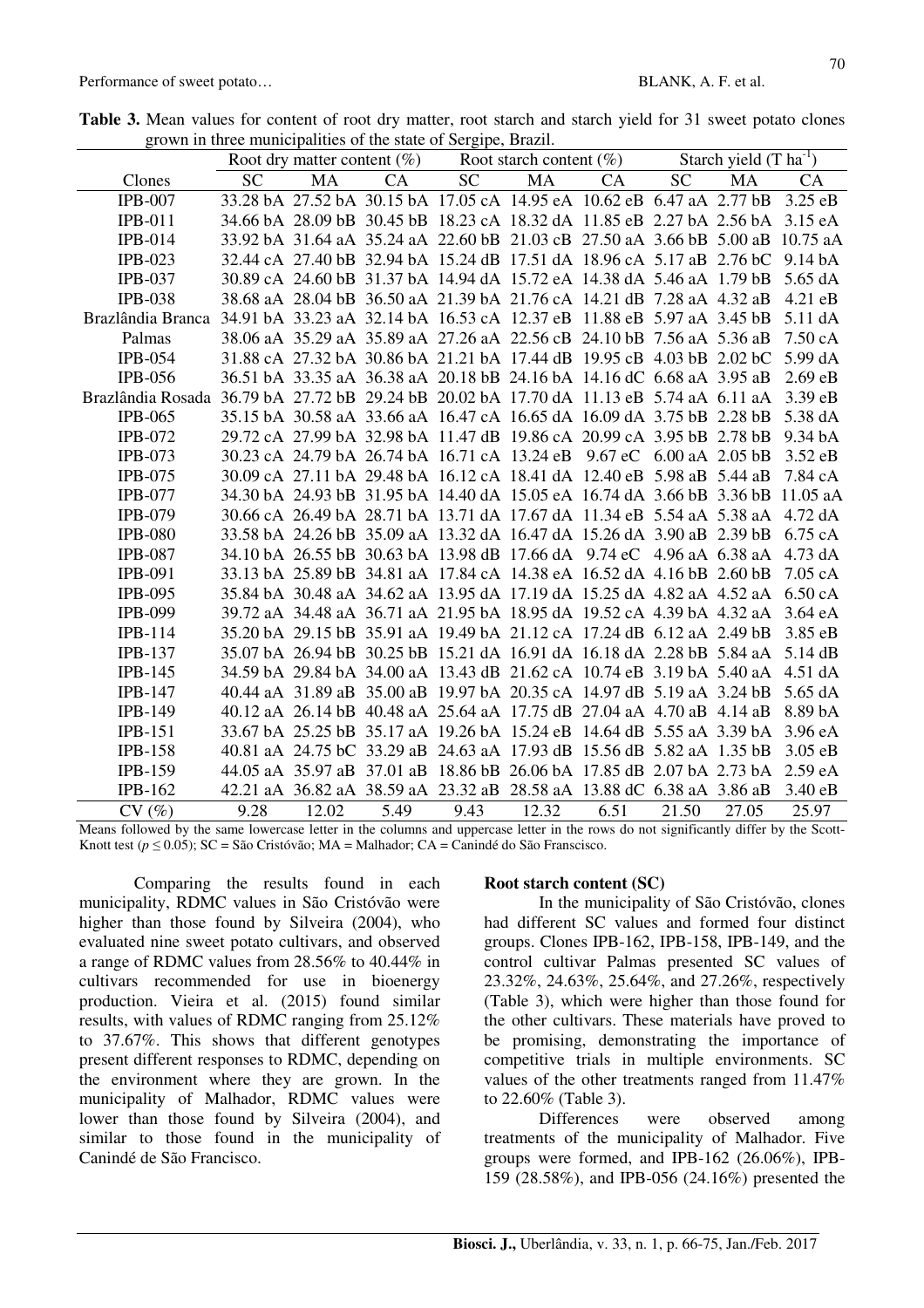**Table 3.** Mean values for content of root dry matter, root starch and starch yield for 31 sweet potato clones grown in three municipalities of the state of Sergipe, Brazil.

| | Root dry matter content (%) | | | Root starch content (%) | | | Starch yield (T ha$^{-1}$) | | |
|---|---|---|---|---|---|---|---|---|---|
| Clones | SC | MA | CA | SC | MA | CA | SC | MA | CA |
| IPB-007 | 33.28 bA | 27.52 bA | 30.15 bA | 17.05 cA | 14.95 eA | 10.62 eB | 6.47 aA | 2.77 bB | 3.25 eB |
| IPB-011 | 34.66 bA | 28.09 bB | 30.45 bB | 18.23 cA | 18.32 dA | 11.85 eB | 2.27 bA | 2.56 bA | 3.15 eA |
| IPB-014 | 33.92 bA | 31.64 aA | 35.24 aA | 22.60 bB | 21.03 cB | 27.50 aA | 3.66 bB | 5.00 aB | 10.75 aA |
| IPB-023 | 32.44 cA | 27.40 bB | 32.94 bA | 15.24 dB | 17.51 dA | 18.96 cA | 5.17 aB | 2.76 bC | 9.14 bA |
| IPB-037 | 30.89 cA | 24.60 bB | 31.37 bA | 14.94 dA | 15.72 eA | 14.38 dA | 5.46 aA | 1.79 bB | 5.65 dA |
| IPB-038 | 38.68 aA | 28.04 bB | 36.50 aA | 21.39 bA | 21.76 cA | 14.21 dB | 7.28 aA | 4.32 aB | 4.21 eB |
| Brazlândia Branca | 34.91 bA | 33.23 aA | 32.14 bA | 16.53 cA | 12.37 eB | 11.88 eB | 5.97 aA | 3.45 bB | 5.11 dA |
| Palmas | 38.06 aA | 35.29 aA | 35.89 aA | 27.26 aA | 22.56 cB | 24.10 bB | 7.56 aA | 5.36 aB | 7.50 cA |
| IPB-054 | 31.88 cA | 27.32 bA | 30.86 bA | 21.21 bA | 17.44 dB | 19.95 cB | 4.03 bB | 2.02 bC | 5.99 dA |
| IPB-056 | 36.51 bA | 33.35 aA | 36.38 aA | 20.18 bB | 24.16 bA | 14.16 dC | 6.68 aA | 3.95 aB | 2.69 eB |
| Brazlândia Rosada | 36.79 bA | 27.72 bB | 29.24 bB | 20.02 bA | 17.70 dA | 11.13 eB | 5.74 aA | 6.11 aA | 3.39 eB |
| IPB-065 | 35.15 bA | 30.58 aA | 33.66 aA | 16.47 cA | 16.65 dA | 16.09 dA | 3.75 bB | 2.28 bB | 5.38 dA |
| IPB-072 | 29.72 cA | 27.99 bA | 32.98 bA | 11.47 dB | 19.86 cA | 20.99 cA | 3.95 bB | 2.78 bB | 9.34 bA |
| IPB-073 | 30.23 cA | 24.79 bA | 26.74 bA | 16.71 cA | 13.24 eB | 9.67 eC | 6.00 aA | 2.05 bB | 3.52 eB |
| IPB-075 | 30.09 cA | 27.11 bA | 29.48 bA | 16.12 cA | 18.41 dA | 12.40 eB | 5.98 aB | 5.44 aB | 7.84 cA |
| IPB-077 | 34.30 bA | 24.93 bB | 31.95 bA | 14.40 dA | 15.05 eA | 16.74 dA | 3.66 bB | 3.36 bB | 11.05 aA |
| IPB-079 | 30.66 cA | 26.49 bA | 28.71 bA | 13.71 dA | 17.67 dA | 11.34 eB | 5.54 aA | 5.38 aA | 4.72 dA |
| IPB-080 | 33.58 bA | 24.26 bB | 35.09 aA | 13.32 dA | 16.47 dA | 15.26 dA | 3.90 aB | 2.39 bB | 6.75 cA |
| IPB-087 | 34.10 bA | 26.55 bB | 30.63 bA | 13.98 dB | 17.66 dA | 9.74 eC | 4.96 aA | 6.38 aA | 4.73 dA |
| IPB-091 | 33.13 bA | 25.89 bB | 34.81 aA | 17.84 cA | 14.38 eA | 16.52 dA | 4.16 bB | 2.60 bB | 7.05 cA |
| IPB-095 | 35.84 bA | 30.48 aA | 34.62 aA | 13.95 dA | 17.19 dA | 15.25 dA | 4.82 aA | 4.52 aA | 6.50 cA |
| IPB-099 | 39.72 aA | 34.48 aA | 36.71 aA | 21.95 bA | 18.95 dA | 19.52 cA | 4.39 bA | 4.32 aA | 3.64 eA |
| IPB-114 | 35.20 bA | 29.15 bB | 35.91 aA | 19.49 bA | 21.12 cA | 17.24 dB | 6.12 aA | 2.49 bB | 3.85 eB |
| IPB-137 | 35.07 bA | 26.94 bB | 30.25 bB | 15.21 dA | 16.91 dA | 16.18 dA | 2.28 bB | 5.84 aA | 5.14 dB |
| IPB-145 | 34.59 bA | 29.84 bA | 34.00 aA | 13.43 dB | 21.62 cA | 10.74 eB | 3.19 bA | 5.40 aA | 4.51 dA |
| IPB-147 | 40.44 aA | 31.89 aB | 35.00 aB | 19.97 bA | 20.35 cA | 14.97 dB | 5.19 aA | 3.24 bB | 5.65 dA |
| IPB-149 | 40.12 aA | 26.14 bB | 40.48 aA | 25.64 aA | 17.75 dB | 27.04 aA | 4.70 aB | 4.14 aB | 8.89 bA |
| IPB-151 | 33.67 bA | 25.25 bB | 35.17 aA | 19.26 bA | 15.24 eB | 14.64 dB | 5.55 aA | 3.39 bA | 3.96 eA |
| IPB-158 | 40.81 aA | 24.75 bC | 33.29 aB | 24.63 aA | 17.93 dB | 15.56 dB | 5.82 aA | 1.35 bB | 3.05 eB |
| IPB-159 | 44.05 aA | 35.97 aB | 37.01 aB | 18.86 bB | 26.06 bA | 17.85 dB | 2.07 bA | 2.73 bA | 2.59 eA |
| IPB-162 | 42.21 aA | 36.82 aA | 38.59 aA | 23.32 aB | 28.58 aA | 13.88 dC | 6.38 aA | 3.86 aB | 3.40 eB |
| CV (%) | 9.28 | 12.02 | 5.49 | 9.43 | 12.32 | 6.51 | 21.50 | 27.05 | 25.97 |

Means followed by the same lowercase letter in the columns and uppercase letter in the rows do not significantly differ by the Scott-Knott test ($p \leq 0.05$); SC = São Cristóvão; MA = Malhador; CA = Canindé do São Franscisco.

Comparing the results found in each municipality, RDMC values in São Cristóvão were higher than those found by Silveira (2004), who evaluated nine sweet potato cultivars, and observed a range of RDMC values from 28.56% to 40.44% in cultivars recommended for use in bioenergy production. Vieira et al. (2015) found similar results, with values of RDMC ranging from 25.12% to 37.67%. This shows that different genotypes present different responses to RDMC, depending on the environment where they are grown. In the municipality of Malhador, RDMC values were lower than those found by Silveira (2004), and similar to those found in the municipality of Canindé de São Francisco.

**Root starch content (SC)**

In the municipality of São Cristóvão, clones had different SC values and formed four distinct groups. Clones IPB-162, IPB-158, IPB-149, and the control cultivar Palmas presented SC values of 23.32%, 24.63%, 25.64%, and 27.26%, respectively (Table 3), which were higher than those found for the other cultivars. These materials have proved to be promising, demonstrating the importance of competitive trials in multiple environments. SC values of the other treatments ranged from 11.47% to 22.60% (Table 3).

Differences were observed among treatments of the municipality of Malhador. Five groups were formed, and IPB-162 (26.06%), IPB-159 (28.58%), and IPB-056 (24.16%) presented the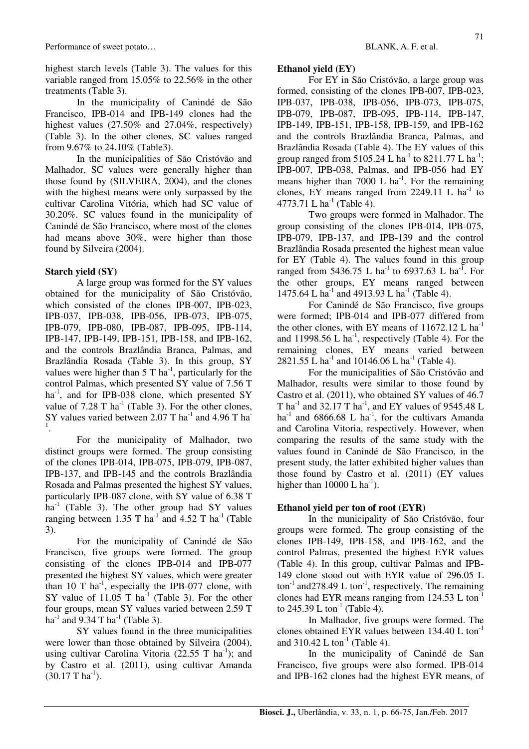highest starch levels (Table 3). The values for this variable ranged from 15.05% to 22.56% in the other treatments (Table 3).

In the municipality of Canindé de São Francisco, IPB-014 and IPB-149 clones had the highest values (27.50% and 27.04%, respectively) (Table 3). In the other clones, SC values ranged from 9.67% to 24.10% (Table3).

In the municipalities of São Cristóvão and Malhador, SC values were generally higher than those found by (SILVEIRA, 2004), and the clones with the highest means were only surpassed by the cultivar Carolina Vitória, which had SC value of 30.20%. SC values found in the municipality of Canindé de São Francisco, where most of the clones had means above 30%, were higher than those found by Silveira (2004).

**Starch yield (SY)**

A large group was formed for the SY values obtained for the municipality of São Cristóvão, which consisted of the clones IPB-007, IPB-023, IPB-037, IPB-038, IPB-056, IPB-073, IPB-075, IPB-079, IPB-080, IPB-087, IPB-095, IPB-114, IPB-147, IPB-149, IPB-151, IPB-158, and IPB-162, and the controls Brazlândia Branca, Palmas, and Brazlândia Rosada (Table 3). In this group, SY values were higher than 5 T ha$^{-1}$, particularly for the control Palmas, which presented SY value of 7.56 T ha$^{-1}$, and for IPB-038 clone, which presented SY value of 7.28 T ha$^{-1}$ (Table 3). For the other clones, SY values varied between 2.07 T ha$^{-1}$ and 4.96 T ha$^{-1}$.

For the municipality of Malhador, two distinct groups were formed. The group consisting of the clones IPB-014, IPB-075, IPB-079, IPB-087, IPB-137, and IPB-145 and the controls Brazlândia Rosada and Palmas presented the highest SY values, particularly IPB-087 clone, with SY value of 6.38 T ha$^{-1}$ (Table 3). The other group had SY values ranging between 1.35 T ha$^{-1}$ and 4.52 T ha$^{-1}$ (Table 3).

For the municipality of Canindé de São Francisco, five groups were formed. The group consisting of the clones IPB-014 and IPB-077 presented the highest SY values, which were greater than 10 T ha$^{-1}$, especially the IPB-077 clone, with SY value of 11.05 T ha$^{-1}$ (Table 3). For the other four groups, mean SY values varied between 2.59 T ha$^{-1}$ and 9.34 T ha$^{-1}$ (Table 3).

SY values found in the three municipalities were lower than those obtained by Silveira (2004), using cultivar Carolina Vitoria (22.55 T ha$^{-1}$); and by Castro et al. (2011), using cultivar Amanda (30.17 T ha$^{-1}$).

**Ethanol yield (EY)**

For EY in São Cristóvão, a large group was formed, consisting of the clones IPB-007, IPB-023, IPB-037, IPB-038, IPB-056, IPB-073, IPB-075, IPB-079, IPB-087, IPB-095, IPB-114, IPB-147, IPB-149, IPB-151, IPB-158, IPB-159, and IPB-162 and the controls Brazlândia Branca, Palmas, and Brazlândia Rosada (Table 4). The EY values of this group ranged from 5105.24 L ha$^{-1}$ to 8211.77 L ha$^{-1}$; IPB-007, IPB-038, Palmas, and IPB-056 had EY means higher than 7000 L ha$^{-1}$. For the remaining clones, EY means ranged from 2249.11 L ha$^{-1}$ to 4773.71 L ha$^{-1}$ (Table 4).

Two groups were formed in Malhador. The group consisting of the clones IPB-014, IPB-075, IPB-079, IPB-137, and IPB-139 and the control Brazlândia Rosada presented the highest mean value for EY (Table 4). The values found in this group ranged from 5436.75 L ha$^{-1}$ to 6937.63 L ha$^{-1}$. For the other groups, EY means ranged between 1475.64 L ha$^{-1}$ and 4913.93 L ha$^{-1}$ (Table 4).

For Canindé de São Francisco, five groups were formed; IPB-014 and IPB-077 differed from the other clones, with EY means of 11672.12 L ha$^{-1}$ and 11998.56 L ha$^{-1}$, respectively (Table 4). For the remaining clones, EY means varied between 2821.55 L ha$^{-1}$ and 10146.06 L ha$^{-1}$ (Table 4).

For the municipalities of São Cristóvão and Malhador, results were similar to those found by Castro et al. (2011), who obtained SY values of 46.7 T ha$^{-1}$ and 32.17 T ha$^{-1}$, and EY values of 9545.48 L ha$^{-1}$ and 6866.68 L ha$^{-1}$, for the cultivars Amanda and Carolina Vitoria, respectively. However, when comparing the results of the same study with the values found in Canindé de São Francisco, in the present study, the latter exhibited higher values than those found by Castro et al. (2011) (EY values higher than 10000 L ha$^{-1}$).

**Ethanol yield per ton of root (EYR)**

In the municipality of São Cristóvão, four groups were formed. The group consisting of the clones IPB-149, IPB-158, and IPB-162, and the control Palmas, presented the highest EYR values (Table 4). In this group, cultivar Palmas and IPB-149 clone stood out with EYR value of 296.05 L ton$^{-1}$ and278.49 L ton$^{-1}$, respectively. The remaining clones had EYR means ranging from 124.53 L ton$^{-1}$ to 245.39 L ton$^{-1}$ (Table 4).

In Malhador, five groups were formed. The clones obtained EYR values between 134.40 L ton$^{-1}$ and 310.42 L ton$^{-1}$ (Table 4).

In the municipality of Canindé de San Francisco, five groups were also formed. IPB-014 and IPB-162 clones had the highest EYR means, of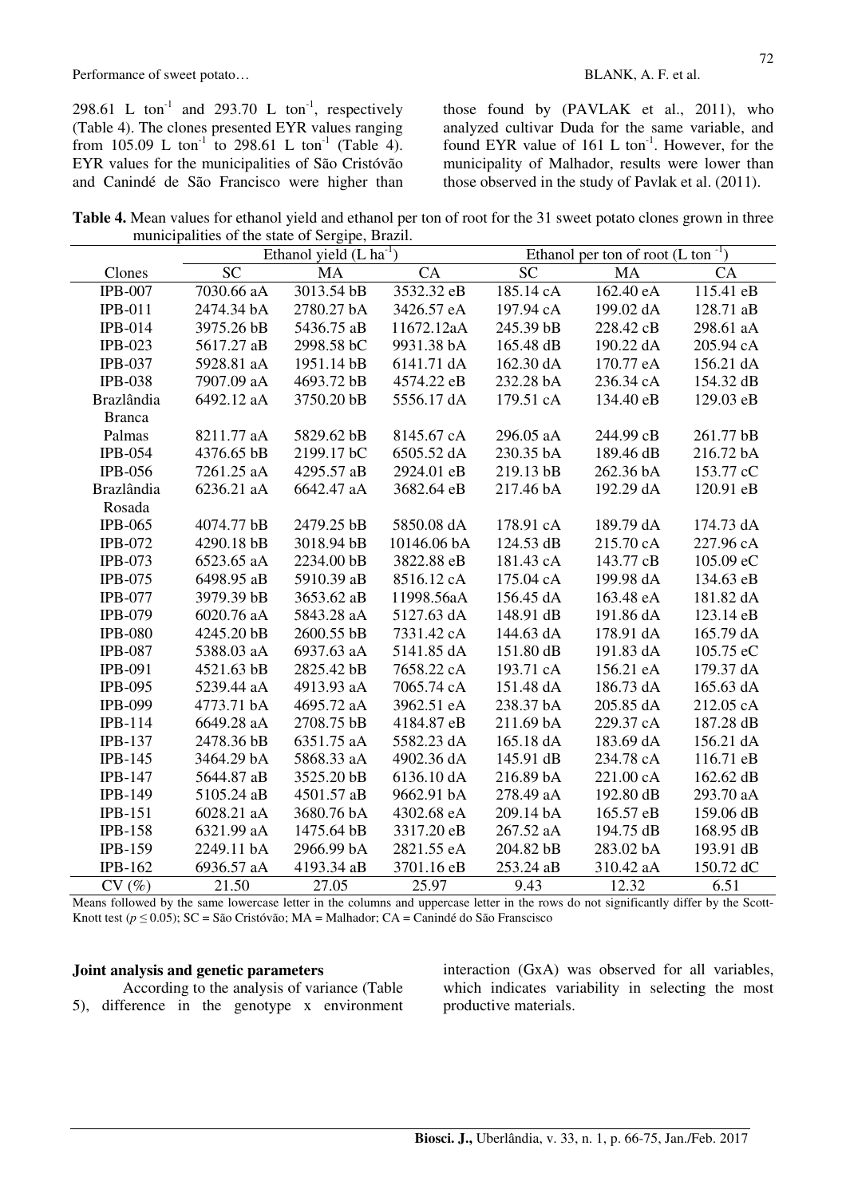298.61 L $ton^{-1}$ and 293.70 L $ton^{-1}$, respectively (Table 4). The clones presented EYR values ranging from 105.09 L $ton^{-1}$ to 298.61 L $ton^{-1}$ (Table 4). EYR values for the municipalities of São Cristóvão and Canindé de São Francisco were higher than those found by (PAVLAK et al., 2011), who analyzed cultivar Duda for the same variable, and found EYR value of 161 L $ton^{-1}$. However, for the municipality of Malhador, results were lower than those observed in the study of Pavlak et al. (2011).

**Table 4.** Mean values for ethanol yield and ethanol per ton of root for the 31 sweet potato clones grown in three municipalities of the state of Sergipe, Brazil.

| | Ethanol yield (L $ha^{-1}$) | | | Ethanol per ton of root (L $ton^{-1}$) | | |
|---|---|---|---|---|---|---|
| Clones | SC | MA | CA | SC | MA | CA |
| IPB-007 | 7030.66 aA | 3013.54 bB | 3532.32 eB | 185.14 cA | 162.40 eA | 115.41 eB |
| IPB-011 | 2474.34 bA | 2780.27 bA | 3426.57 eA | 197.94 cA | 199.02 dA | 128.71 aB |
| IPB-014 | 3975.26 bB | 5436.75 aB | 11672.12aA | 245.39 bB | 228.42 cB | 298.61 aA |
| IPB-023 | 5617.27 aB | 2998.58 bC | 9931.38 bA | 165.48 dB | 190.22 dA | 205.94 cA |
| IPB-037 | 5928.81 aA | 1951.14 bB | 6141.71 dA | 162.30 dA | 170.77 eA | 156.21 dA |
| IPB-038 | 7907.09 aA | 4693.72 bB | 4574.22 eB | 232.28 bA | 236.34 cA | 154.32 dB |
| Brazlândia Branca | 6492.12 aA | 3750.20 bB | 5556.17 dA | 179.51 cA | 134.40 eB | 129.03 eB |
| Palmas | 8211.77 aA | 5829.62 bB | 8145.67 cA | 296.05 aA | 244.99 cB | 261.77 bB |
| IPB-054 | 4376.65 bB | 2199.17 bC | 6505.52 dA | 230.35 bA | 189.46 dB | 216.72 bA |
| IPB-056 | 7261.25 aA | 4295.57 aB | 2924.01 eB | 219.13 bB | 262.36 bA | 153.77 cC |
| Brazlândia Rosada | 6236.21 aA | 6642.47 aA | 3682.64 eB | 217.46 bA | 192.29 dA | 120.91 eB |
| IPB-065 | 4074.77 bB | 2479.25 bB | 5850.08 dA | 178.91 cA | 189.79 dA | 174.73 dA |
| IPB-072 | 4290.18 bB | 3018.94 bB | 10146.06 bA | 124.53 dB | 215.70 cA | 227.96 cA |
| IPB-073 | 6523.65 aA | 2234.00 bB | 3822.88 eB | 181.43 cA | 143.77 cB | 105.09 eC |
| IPB-075 | 6498.95 aB | 5910.39 aB | 8516.12 cA | 175.04 cA | 199.98 dA | 134.63 eB |
| IPB-077 | 3979.39 bB | 3653.62 aB | 11998.56aA | 156.45 dA | 163.48 eA | 181.82 dA |
| IPB-079 | 6020.76 aA | 5843.28 aA | 5127.63 dA | 148.91 dB | 191.86 dA | 123.14 eB |
| IPB-080 | 4245.20 bB | 2600.55 bB | 7331.42 cA | 144.63 dA | 178.91 dA | 165.79 dA |
| IPB-087 | 5388.03 aA | 6937.63 aA | 5141.85 dA | 151.80 dB | 191.83 dA | 105.75 eC |
| IPB-091 | 4521.63 bB | 2825.42 bB | 7658.22 cA | 193.71 cA | 156.21 eA | 179.37 dA |
| IPB-095 | 5239.44 aA | 4913.93 aA | 7065.74 cA | 151.48 dA | 186.73 dA | 165.63 dA |
| IPB-099 | 4773.71 bA | 4695.72 aA | 3962.51 eA | 238.37 bA | 205.85 dA | 212.05 cA |
| IPB-114 | 6649.28 aA | 2708.75 bB | 4184.87 eB | 211.69 bA | 229.37 cA | 187.28 dB |
| IPB-137 | 2478.36 bB | 6351.75 aA | 5582.23 dA | 165.18 dA | 183.69 dA | 156.21 dA |
| IPB-145 | 3464.29 bA | 5868.33 aA | 4902.36 dA | 145.91 dB | 234.78 cA | 116.71 eB |
| IPB-147 | 5644.87 aB | 3525.20 bB | 6136.10 dA | 216.89 bA | 221.00 cA | 162.62 dB |
| IPB-149 | 5105.24 aB | 4501.57 aB | 9662.91 bA | 278.49 aA | 192.80 dB | 293.70 aA |
| IPB-151 | 6028.21 aA | 3680.76 bA | 4302.68 eA | 209.14 bA | 165.57 eB | 159.06 dB |
| IPB-158 | 6321.99 aA | 1475.64 bB | 3317.20 eB | 267.52 aA | 194.75 dB | 168.95 dB |
| IPB-159 | 2249.11 bA | 2966.99 bA | 2821.55 eA | 204.82 bB | 283.02 bA | 193.91 dB |
| IPB-162 | 6936.57 aA | 4193.34 aB | 3701.16 eB | 253.24 aB | 310.42 aA | 150.72 dC |
| CV (%) | 21.50 | 27.05 | 25.97 | 9.43 | 12.32 | 6.51 |

Means followed by the same lowercase letter in the columns and uppercase letter in the rows do not significantly differ by the Scott-Knott test ($p \leq 0.05$); SC = São Cristóvão; MA = Malhador; CA = Canindé do São Franscisco

**Joint analysis and genetic parameters**

According to the analysis of variance (Table 5), difference in the genotype x environment interaction (GxA) was observed for all variables, which indicates variability in selecting the most productive materials.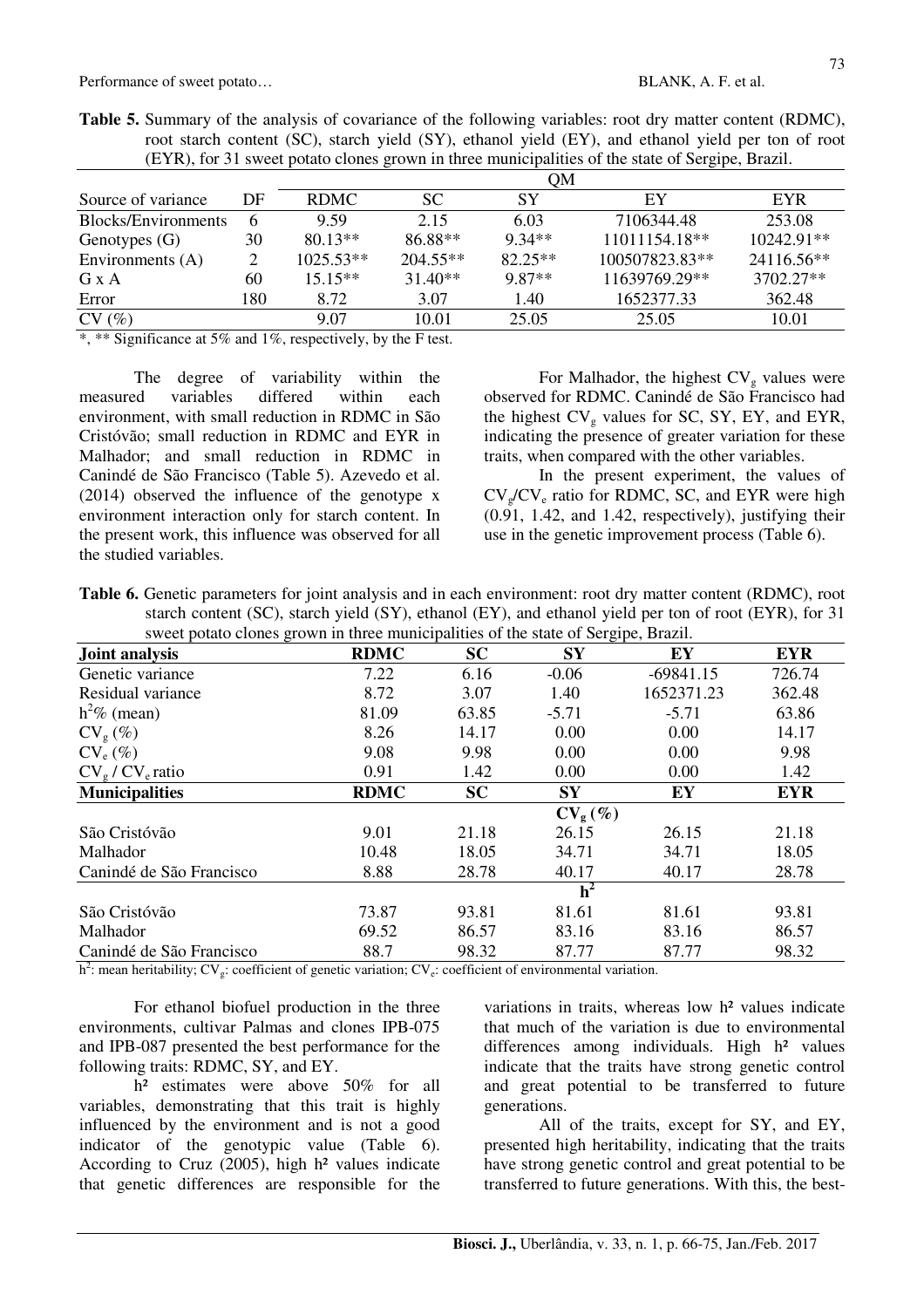**Table 5.** Summary of the analysis of covariance of the following variables: root dry matter content (RDMC), root starch content (SC), starch yield (SY), ethanol yield (EY), and ethanol yield per ton of root (EYR), for 31 sweet potato clones grown in three municipalities of the state of Sergipe, Brazil.

| Source of variance | DF | QM | | | | |
|---|---|---|---|---|---|---|
| | | RDMC | SC | SY | EY | EYR |
| Blocks/Environments | 6 | 9.59 | 2.15 | 6.03 | 7106344.48 | 253.08 |
| Genotypes (G) | 30 | 80.13** | 86.88** | 9.34** | 11011154.18** | 10242.91** |
| Environments (A) | 2 | 1025.53** | 204.55** | 82.25** | 100507823.83** | 24116.56** |
| G x A | 60 | 15.15** | 31.40** | 9.87** | 11639769.29** | 3702.27** |
| Error | 180 | 8.72 | 3.07 | 1.40 | 1652377.33 | 362.48 |
| CV (%) | | 9.07 | 10.01 | 25.05 | 25.05 | 10.01 |

*, ** Significance at 5% and 1%, respectively, by the F test.

The degree of variability within the measured variables differed within each environment, with small reduction in RDMC in São Cristóvão; small reduction in RDMC and EYR in Malhador; and small reduction in RDMC in Canindé de São Francisco (Table 5). Azevedo et al. (2014) observed the influence of the genotype x environment interaction only for starch content. In the present work, this influence was observed for all the studied variables.

For Malhador, the highest $CV_g$ values were observed for RDMC. Canindé de São Francisco had the highest $CV_g$ values for SC, SY, EY, and EYR, indicating the presence of greater variation for these traits, when compared with the other variables.

In the present experiment, the values of $CV_g/CV_e$ ratio for RDMC, SC, and EYR were high (0.91, 1.42, and 1.42, respectively), justifying their use in the genetic improvement process (Table 6).

**Table 6.** Genetic parameters for joint analysis and in each environment: root dry matter content (RDMC), root starch content (SC), starch yield (SY), ethanol (EY), and ethanol yield per ton of root (EYR), for 31 sweet potato clones grown in three municipalities of the state of Sergipe, Brazil.

| **Joint analysis** | **RDMC** | **SC** | **SY** | **EY** | **EYR** |
|---|---|---|---|---|---|
| Genetic variance | 7.22 | 6.16 | -0.06 | -69841.15 | 726.74 |
| Residual variance | 8.72 | 3.07 | 1.40 | 1652371.23 | 362.48 |
| $h^2$% (mean) | 81.09 | 63.85 | -5.71 | -5.71 | 63.86 |
| $CV_g$ (%) | 8.26 | 14.17 | 0.00 | 0.00 | 14.17 |
| $CV_e$ (%) | 9.08 | 9.98 | 0.00 | 0.00 | 9.98 |
| $CV_g$ / $CV_e$ ratio | 0.91 | 1.42 | 0.00 | 0.00 | 1.42 |
| **Municipalities** | **RDMC** | **SC** | **SY** | **EY** | **EYR** |
| | | | **$CV_g$ (%)** | | |
| São Cristóvão | 9.01 | 21.18 | 26.15 | 26.15 | 21.18 |
| Malhador | 10.48 | 18.05 | 34.71 | 34.71 | 18.05 |
| Canindé de São Francisco | 8.88 | 28.78 | 40.17 | 40.17 | 28.78 |
| | | | **$h^2$** | | |
| São Cristóvão | 73.87 | 93.81 | 81.61 | 81.61 | 93.81 |
| Malhador | 69.52 | 86.57 | 83.16 | 83.16 | 86.57 |
| Canindé de São Francisco | 88.7 | 98.32 | 87.77 | 87.77 | 98.32 |

$h^2$: mean heritability; $CV_g$: coefficient of genetic variation; $CV_e$: coefficient of environmental variation.

For ethanol biofuel production in the three environments, cultivar Palmas and clones IPB-075 and IPB-087 presented the best performance for the following traits: RDMC, SY, and EY.

$h^2$ estimates were above 50% for all variables, demonstrating that this trait is highly influenced by the environment and is not a good indicator of the genotypic value (Table 6). According to Cruz (2005), high $h^2$ values indicate that genetic differences are responsible for the variations in traits, whereas low $h^2$ values indicate that much of the variation is due to environmental differences among individuals. High $h^2$ values indicate that the traits have strong genetic control and great potential to be transferred to future generations.

All of the traits, except for SY, and EY, presented high heritability, indicating that the traits have strong genetic control and great potential to be transferred to future generations. With this, the best-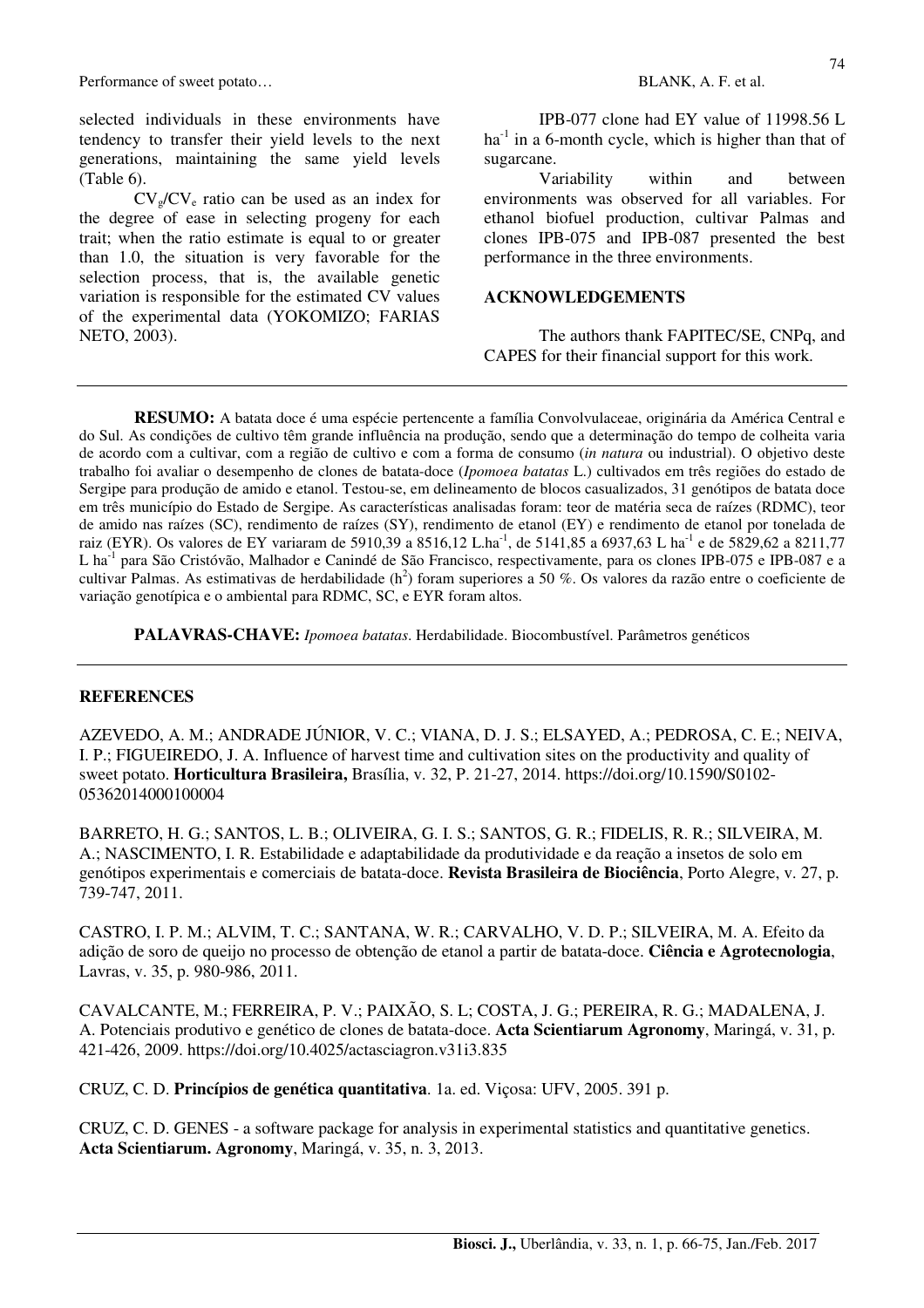selected individuals in these environments have tendency to transfer their yield levels to the next generations, maintaining the same yield levels (Table 6).

$CV_g/CV_e$ ratio can be used as an index for the degree of ease in selecting progeny for each trait; when the ratio estimate is equal to or greater than 1.0, the situation is very favorable for the selection process, that is, the available genetic variation is responsible for the estimated CV values of the experimental data (YOKOMIZO; FARIAS NETO, 2003).

IPB-077 clone had EY value of 11998.56 L $ha^{-1}$ in a 6-month cycle, which is higher than that of sugarcane.

Variability within and between environments was observed for all variables. For ethanol biofuel production, cultivar Palmas and clones IPB-075 and IPB-087 presented the best performance in the three environments.

## ACKNOWLEDGEMENTS

The authors thank FAPITEC/SE, CNPq, and CAPES for their financial support for this work.

---

**RESUMO:** A batata doce é uma espécie pertencente a família Convolvulaceae, originária da América Central e do Sul. As condições de cultivo têm grande influência na produção, sendo que a determinação do tempo de colheita varia de acordo com a cultivar, com a região de cultivo e com a forma de consumo (*in natura* ou industrial). O objetivo deste trabalho foi avaliar o desempenho de clones de batata-doce (*Ipomoea batatas* L.) cultivados em três regiões do estado de Sergipe para produção de amido e etanol. Testou-se, em delineamento de blocos casualizados, 31 genótipos de batata doce em três município do Estado de Sergipe. As características analisadas foram: teor de matéria seca de raízes (RDMC), teor de amido nas raízes (SC), rendimento de raízes (SY), rendimento de etanol (EY) e rendimento de etanol por tonelada de raiz (EYR). Os valores de EY variaram de 5910,39 a 8516,12 L.$ha^{-1}$, de 5141,85 a 6937,63 L $ha^{-1}$ e de 5829,62 a 8211,77 L $ha^{-1}$ para São Cristóvão, Malhador e Canindé de São Francisco, respectivamente, para os clones IPB-075 e IPB-087 e a cultivar Palmas. As estimativas de herdabilidade ($h^2$) foram superiores a 50 %. Os valores da razão entre o coeficiente de variação genotípica e o ambiental para RDMC, SC, e EYR foram altos.

**PALAVRAS-CHAVE:** *Ipomoea batatas*. Herdabilidade. Biocombustível. Parâmetros genéticos

---

## REFERENCES

AZEVEDO, A. M.; ANDRADE JÚNIOR, V. C.; VIANA, D. J. S.; ELSAYED, A.; PEDROSA, C. E.; NEIVA, I. P.; FIGUEIREDO, J. A. Influence of harvest time and cultivation sites on the productivity and quality of sweet potato. **Horticultura Brasileira,** Brasília, v. 32, P. 21-27, 2014. https://doi.org/10.1590/S0102-05362014000100004

BARRETO, H. G.; SANTOS, L. B.; OLIVEIRA, G. I. S.; SANTOS, G. R.; FIDELIS, R. R.; SILVEIRA, M. A.; NASCIMENTO, I. R. Estabilidade e adaptabilidade da produtividade e da reação a insetos de solo em genótipos experimentais e comerciais de batata-doce. **Revista Brasileira de Biociência**, Porto Alegre, v. 27, p. 739-747, 2011.

CASTRO, I. P. M.; ALVIM, T. C.; SANTANA, W. R.; CARVALHO, V. D. P.; SILVEIRA, M. A. Efeito da adição de soro de queijo no processo de obtenção de etanol a partir de batata-doce. **Ciência e Agrotecnologia**, Lavras, v. 35, p. 980-986, 2011.

CAVALCANTE, M.; FERREIRA, P. V.; PAIXÃO, S. L; COSTA, J. G.; PEREIRA, R. G.; MADALENA, J. A. Potenciais produtivo e genético de clones de batata-doce. **Acta Scientiarum Agronomy**, Maringá, v. 31, p. 421-426, 2009. https://doi.org/10.4025/actasciagron.v31i3.835

CRUZ, C. D. **Princípios de genética quantitativa**. 1a. ed. Viçosa: UFV, 2005. 391 p.

CRUZ, C. D. GENES - a software package for analysis in experimental statistics and quantitative genetics. **Acta Scientiarum. Agronomy**, Maringá, v. 35, n. 3, 2013.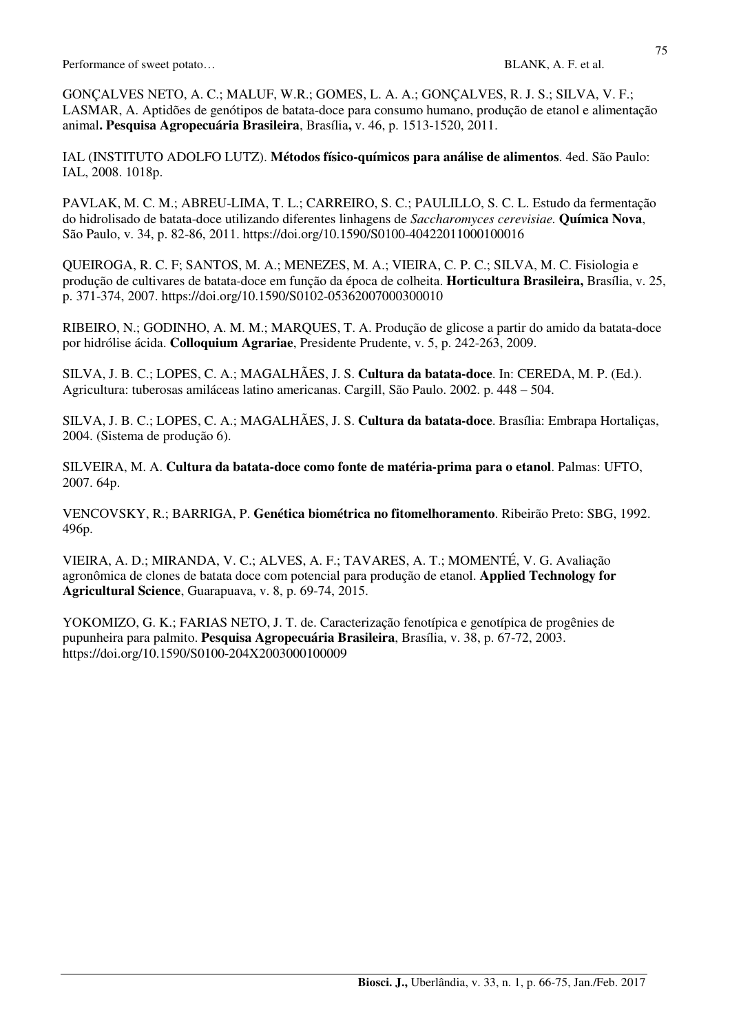GONÇALVES NETO, A. C.; MALUF, W.R.; GOMES, L. A. A.; GONÇALVES, R. J. S.; SILVA, V. F.; LASMAR, A. Aptidões de genótipos de batata-doce para consumo humano, produção de etanol e alimentação animal**. Pesquisa Agropecuária Brasileira**, Brasília**,** v. 46, p. 1513-1520, 2011.

IAL (INSTITUTO ADOLFO LUTZ). **Métodos físico-químicos para análise de alimentos**. 4ed. São Paulo: IAL, 2008. 1018p.

PAVLAK, M. C. M.; ABREU-LIMA, T. L.; CARREIRO, S. C.; PAULILLO, S. C. L. Estudo da fermentação do hidrolisado de batata-doce utilizando diferentes linhagens de *Saccharomyces cerevisiae.* **Química Nova**, São Paulo, v. 34, p. 82-86, 2011. https://doi.org/10.1590/S0100-40422011000100016

QUEIROGA, R. C. F; SANTOS, M. A.; MENEZES, M. A.; VIEIRA, C. P. C.; SILVA, M. C. Fisiologia e produção de cultivares de batata-doce em função da época de colheita. **Horticultura Brasileira,** Brasília, v. 25, p. 371-374, 2007. https://doi.org/10.1590/S0102-05362007000300010

RIBEIRO, N.; GODINHO, A. M. M.; MARQUES, T. A. Produção de glicose a partir do amido da batata-doce por hidrólise ácida. **Colloquium Agrariae**, Presidente Prudente, v. 5, p. 242-263, 2009.

SILVA, J. B. C.; LOPES, C. A.; MAGALHÃES, J. S. **Cultura da batata-doce**. In: CEREDA, M. P. (Ed.). Agricultura: tuberosas amiláceas latino americanas. Cargill, São Paulo. 2002. p. 448 – 504.

SILVA, J. B. C.; LOPES, C. A.; MAGALHÃES, J. S. **Cultura da batata-doce**. Brasília: Embrapa Hortaliças, 2004. (Sistema de produção 6).

SILVEIRA, M. A. **Cultura da batata-doce como fonte de matéria-prima para o etanol**. Palmas: UFTO, 2007. 64p.

VENCOVSKY, R.; BARRIGA, P. **Genética biométrica no fitomelhoramento**. Ribeirão Preto: SBG, 1992. 496p.

VIEIRA, A. D.; MIRANDA, V. C.; ALVES, A. F.; TAVARES, A. T.; MOMENTÉ, V. G. Avaliação agronômica de clones de batata doce com potencial para produção de etanol. **Applied Technology for Agricultural Science**, Guarapuava, v. 8, p. 69-74, 2015.

YOKOMIZO, G. K.; FARIAS NETO, J. T. de. Caracterização fenotípica e genotípica de progênies de pupunheira para palmito. **Pesquisa Agropecuária Brasileira**, Brasília, v. 38, p. 67-72, 2003. https://doi.org/10.1590/S0100-204X2003000100009